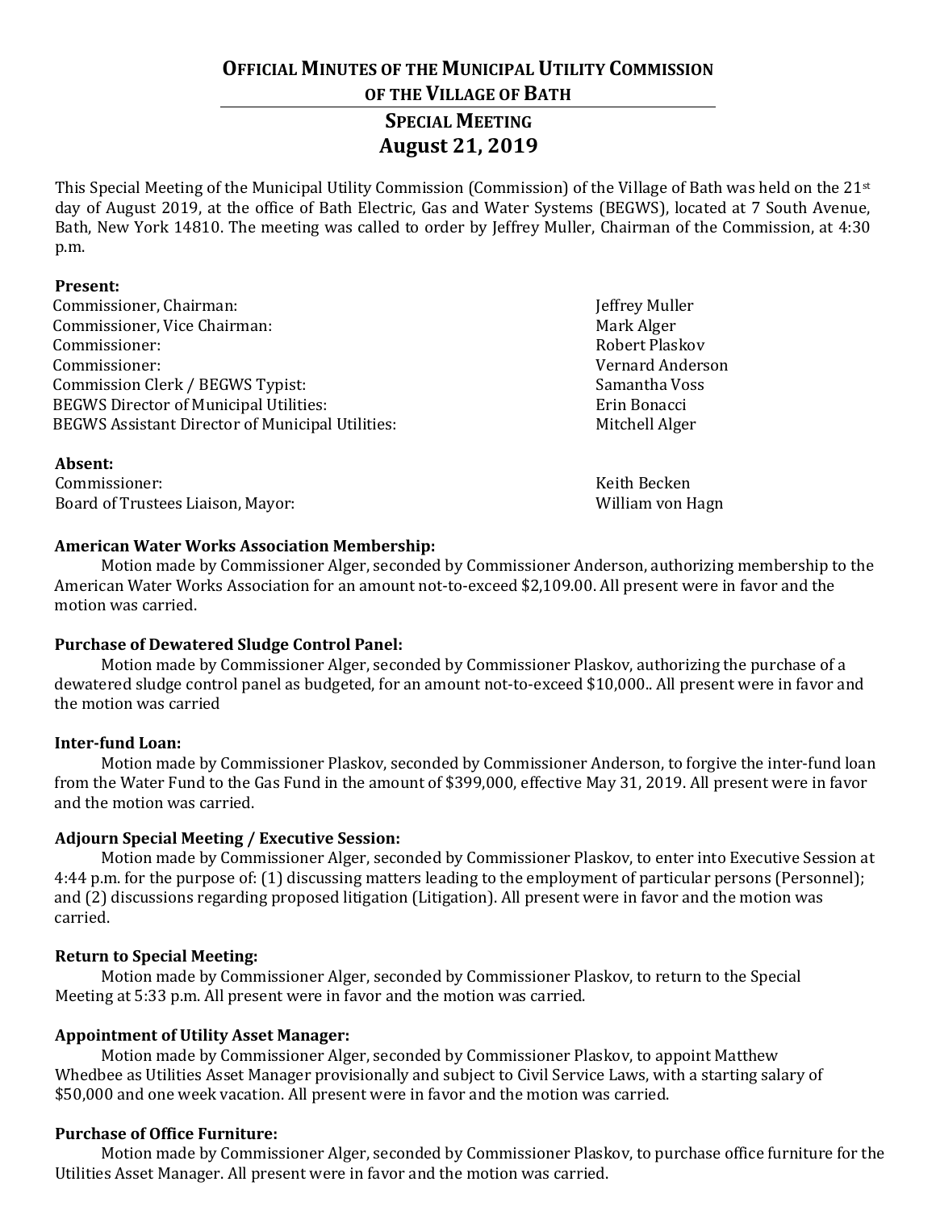# OFFICIAL MINUTES OF THE MUNICIPAL UTILITY COMMISSION OF THE VILLAGE OF BATH

## SPECIAL MEETING
## August 21, 2019

This Special Meeting of the Municipal Utility Commission (Commission) of the Village of Bath was held on the 21st day of August 2019, at the office of Bath Electric, Gas and Water Systems (BEGWS), located at 7 South Avenue, Bath, New York 14810. The meeting was called to order by Jeffrey Muller, Chairman of the Commission, at 4:30 p.m.

**Present:**

| | |
|---|---|
| Commissioner, Chairman: | Jeffrey Muller |
| Commissioner, Vice Chairman: | Mark Alger |
| Commissioner: | Robert Plaskov |
| Commissioner: | Vernard Anderson |
| Commission Clerk / BEGWS Typist: | Samantha Voss |
| BEGWS Director of Municipal Utilities: | Erin Bonacci |
| BEGWS Assistant Director of Municipal Utilities: | Mitchell Alger |

**Absent:**

| | |
|---|---|
| Commissioner: | Keith Becken |
| Board of Trustees Liaison, Mayor: | William von Hagn |

**American Water Works Association Membership:**

Motion made by Commissioner Alger, seconded by Commissioner Anderson, authorizing membership to the American Water Works Association for an amount not-to-exceed $2,109.00. All present were in favor and the motion was carried.

**Purchase of Dewatered Sludge Control Panel:**

Motion made by Commissioner Alger, seconded by Commissioner Plaskov, authorizing the purchase of a dewatered sludge control panel as budgeted, for an amount not-to-exceed $10,000.. All present were in favor and the motion was carried

**Inter-fund Loan:**

Motion made by Commissioner Plaskov, seconded by Commissioner Anderson, to forgive the inter-fund loan from the Water Fund to the Gas Fund in the amount of $399,000, effective May 31, 2019. All present were in favor and the motion was carried.

**Adjourn Special Meeting / Executive Session:**

Motion made by Commissioner Alger, seconded by Commissioner Plaskov, to enter into Executive Session at 4:44 p.m. for the purpose of: (1) discussing matters leading to the employment of particular persons (Personnel); and (2) discussions regarding proposed litigation (Litigation). All present were in favor and the motion was carried.

**Return to Special Meeting:**

Motion made by Commissioner Alger, seconded by Commissioner Plaskov, to return to the Special Meeting at 5:33 p.m. All present were in favor and the motion was carried.

**Appointment of Utility Asset Manager:**

Motion made by Commissioner Alger, seconded by Commissioner Plaskov, to appoint Matthew Whedbee as Utilities Asset Manager provisionally and subject to Civil Service Laws, with a starting salary of $50,000 and one week vacation. All present were in favor and the motion was carried.

**Purchase of Office Furniture:**

Motion made by Commissioner Alger, seconded by Commissioner Plaskov, to purchase office furniture for the Utilities Asset Manager. All present were in favor and the motion was carried.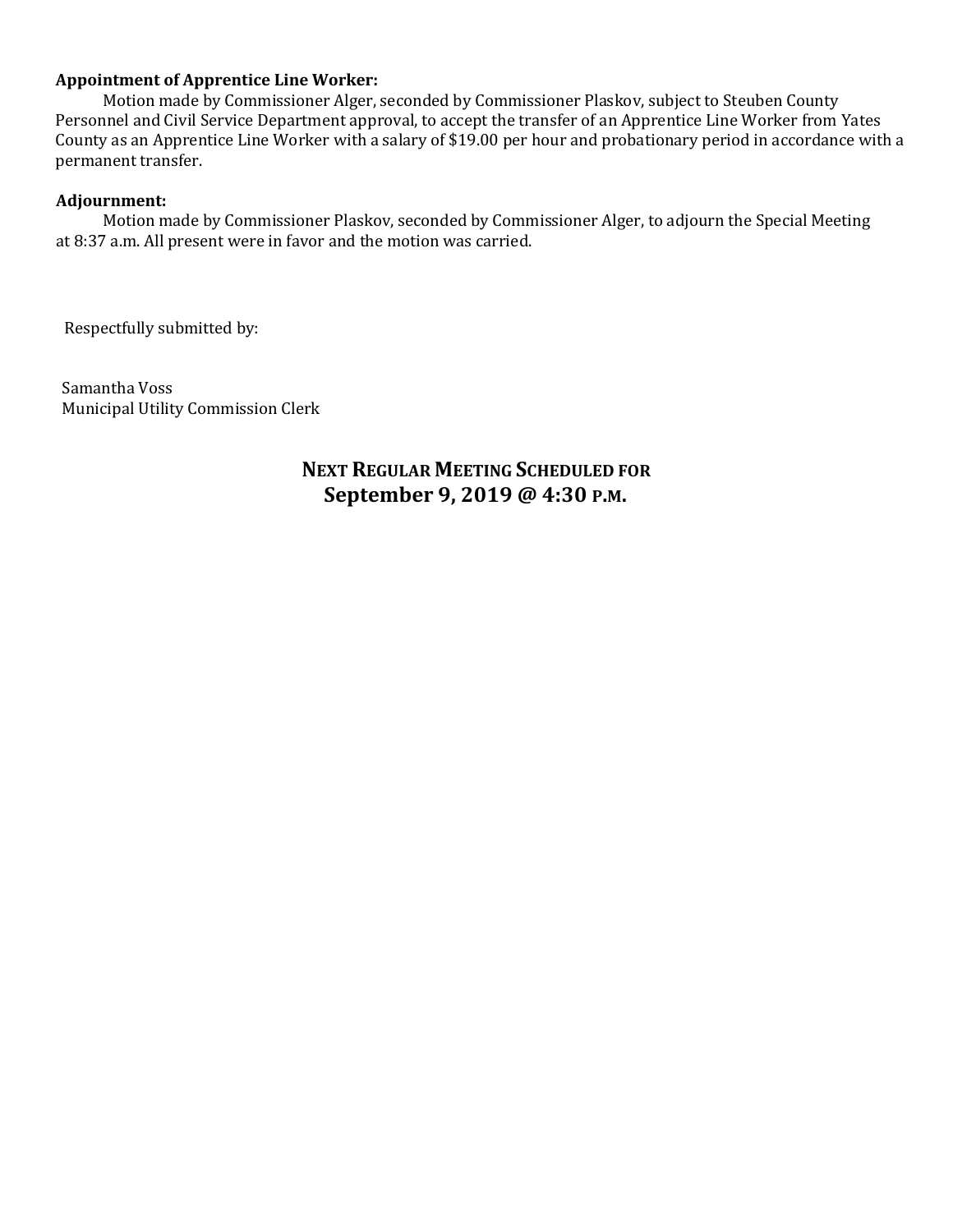**Appointment of Apprentice Line Worker:**

Motion made by Commissioner Alger, seconded by Commissioner Plaskov, subject to Steuben County Personnel and Civil Service Department approval, to accept the transfer of an Apprentice Line Worker from Yates County as an Apprentice Line Worker with a salary of $19.00 per hour and probationary period in accordance with a permanent transfer.

**Adjournment:**

Motion made by Commissioner Plaskov, seconded by Commissioner Alger, to adjourn the Special Meeting at 8:37 a.m. All present were in favor and the motion was carried.

Respectfully submitted by:

Samantha Voss
Municipal Utility Commission Clerk

**NEXT REGULAR MEETING SCHEDULED FOR**
**September 9, 2019 @ 4:30 P.M.**